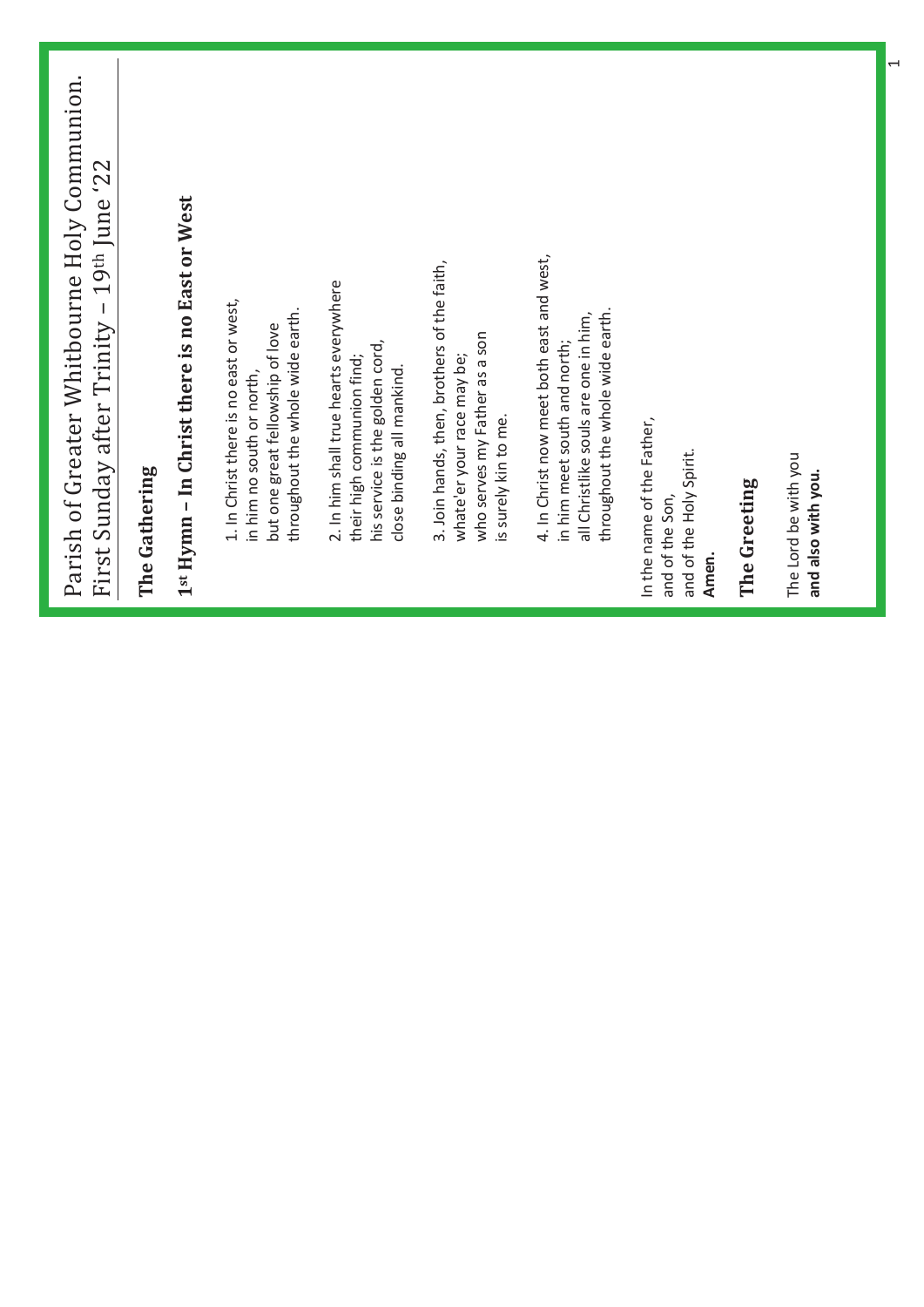# Parish of Greater Whitbourne Holy Communion.

First Sunday after Trinity – 19th June '22

## The Gathering

## 1st Hymn – In Christ there is no East or West

1. In Christ there is no east or west,
in him no south or north,
but one great fellowship of love
throughout the whole wide earth.

2. In him shall true hearts everywhere
their high communion find;
his service is the golden cord,
close binding all mankind.

3. Join hands, then, brothers of the faith,
whate'er your race may be;
who serves my Father as a son
is surely kin to me.

4. In Christ now meet both east and west,
in him meet south and north;
all Christlike souls are one in him,
throughout the whole wide earth.

In the name of the Father,
and of the Son,
and of the Holy Spirit.
**Amen.**

## The Greeting

The Lord be with you
**and also with you.**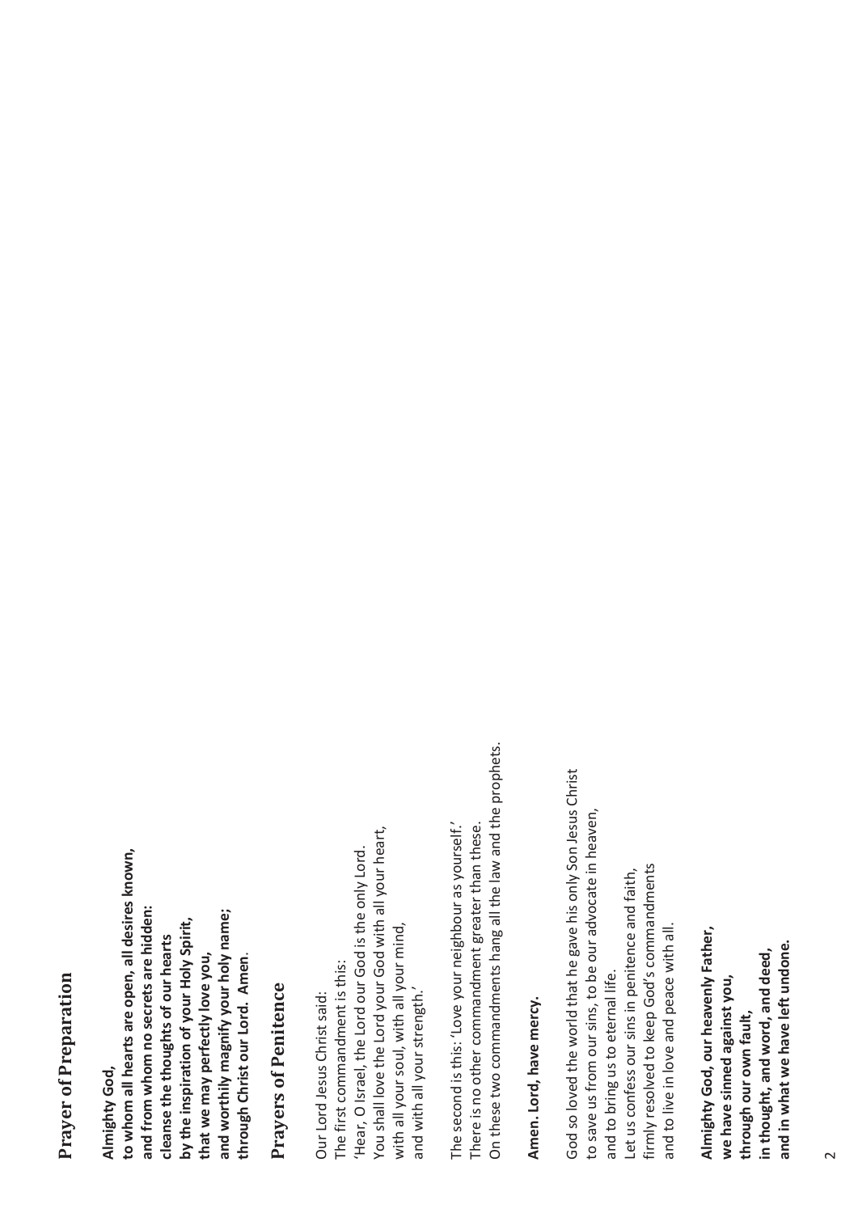## Prayer of Preparation

**Almighty God,**
**to whom all hearts are open, all desires known,**
**and from whom no secrets are hidden:**
**cleanse the thoughts of our hearts**
**by the inspiration of your Holy Spirit,**
**that we may perfectly love you,**
**and worthily magnify your holy name;**
**through Christ our Lord. Amen.**

## Prayers of Penitence

Our Lord Jesus Christ said:
The first commandment is this:
'Hear, O Israel, the Lord our God is the only Lord.
You shall love the Lord your God with all your heart,
with all your soul, with all your mind,
and with all your strength.'

The second is this: 'Love your neighbour as yourself.'
There is no other commandment greater than these.
On these two commandments hang all the law and the prophets.

**Amen. Lord, have mercy.**

God so loved the world that he gave his only Son Jesus Christ
to save us from our sins, to be our advocate in heaven,
and to bring us to eternal life.
Let us confess our sins in penitence and faith,
firmly resolved to keep God's commandments
and to live in love and peace with all.

**Almighty God, our heavenly Father,**
**we have sinned against you,**
**through our own fault,**
**in thought, and word, and deed,**
**and in what we have left undone.**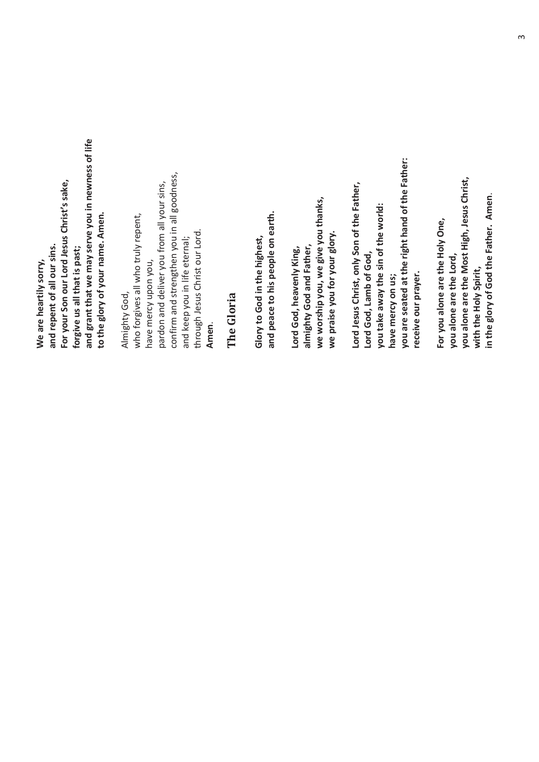**We are heartily sorry,**
**and repent of all our sins.**
**For your Son our Lord Jesus Christ's sake,**
**forgive us all that is past;**
**and grant that we may serve you in newness of life**
**to the glory of your name. Amen.**

Almighty God,
who forgives all who truly repent,
have mercy upon you,
pardon and deliver you from all your sins,
confirm and strengthen you in all goodness,
and keep you in life eternal;
through Jesus Christ our Lord.
**Amen.**

## The Gloria

**Glory to God in the highest,**
**and peace to his people on earth.**

**Lord God, heavenly King,**
**almighty God and Father,**
**we worship you, we give you thanks,**
**we praise you for your glory.**

**Lord Jesus Christ, only Son of the Father,**
**Lord God, Lamb of God,**
**you take away the sin of the world:**
**have mercy on us;**
**you are seated at the right hand of the Father:**
**receive our prayer.**

**For you alone are the Holy One,**
**you alone are the Lord,**
**you alone are the Most High, Jesus Christ,**
**with the Holy Spirit,**
**in the glory of God the Father. Amen.**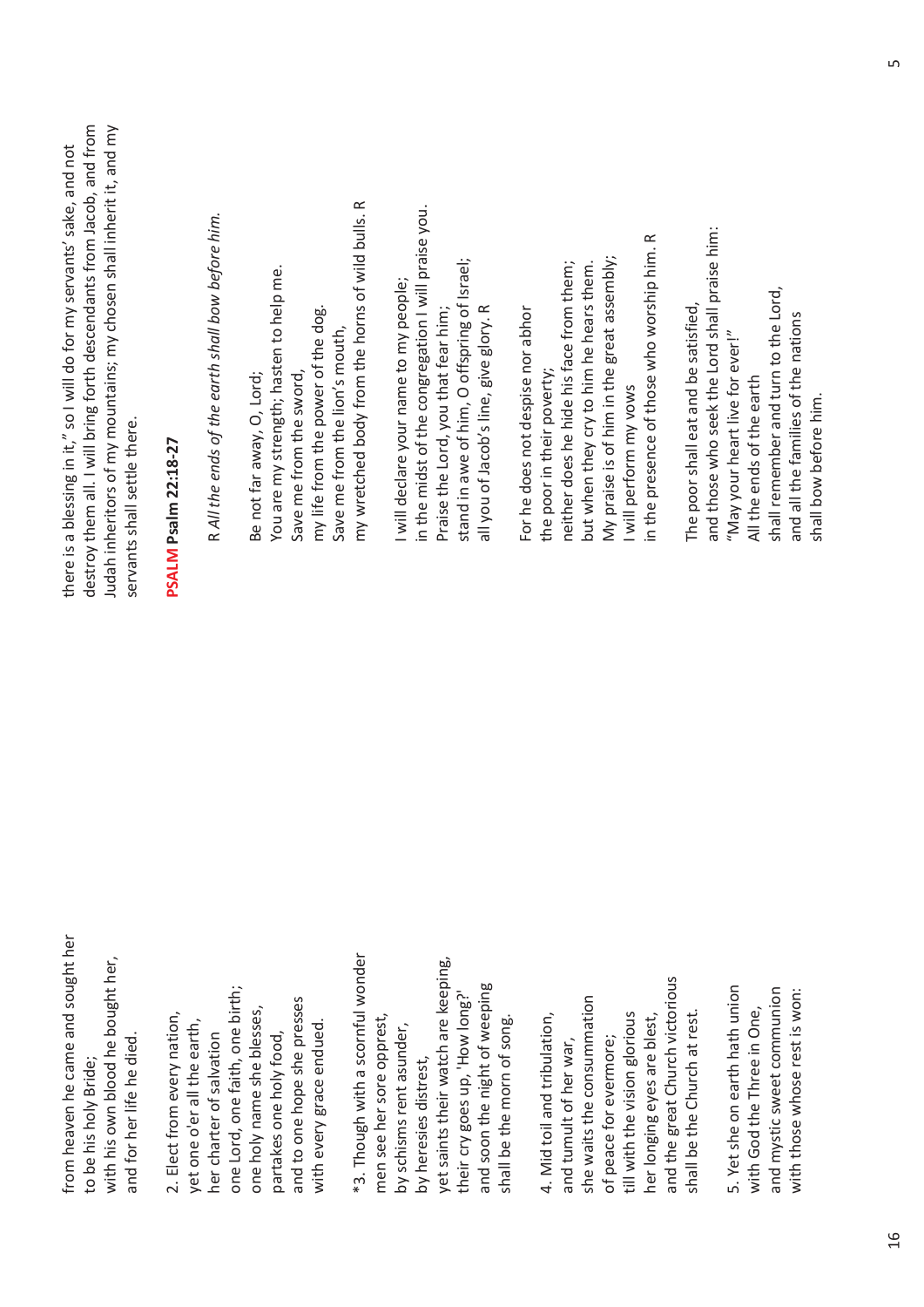from heaven he came and sought her
to be his holy Bride;
with his own blood he bought her,
and for her life he died.

2. Elect from every nation,
yet one o'er all the earth,
her charter of salvation
one Lord, one faith, one birth;
one holy name she blesses,
partakes one holy food,
and to one hope she presses
with every grace endued.

*3. Though with a scornful wonder
men see her sore opprest,
by schisms rent asunder,
by heresies distrest,
yet saints their watch are keeping,
their cry goes up, 'How long?'
and soon the night of weeping
shall be the morn of song.

4. Mid toil and tribulation,
and tumult of her war,
she waits the consummation
of peace for evermore;
till with the vision glorious
her longing eyes are blest,
and the great Church victorious
shall be the Church at rest.

5. Yet she on earth hath union
with God the Three in One,
and mystic sweet communion
with those whose rest is won:

there is a blessing in it," so I will do for my servants' sake, and not destroy them all. I will bring forth descendants from Jacob, and from Judah inheritors of my mountains; my chosen shall inherit it, and my servants shall settle there.

**PSALM Psalm 22:18-27**

R *All the ends of the earth shall bow before him.*

Be not far away, O, Lord;
You are my strength; hasten to help me.
Save me from the sword,
my life from the power of the dog.
Save me from the lion's mouth,
my wretched body from the horns of wild bulls. R

I will declare your name to my people;
in the midst of the congregation I will praise you.
Praise the Lord, you that fear him;
stand in awe of him, O offspring of Israel;
all you of Jacob's line, give glory. R

For he does not despise nor abhor
the poor in their poverty;
neither does he hide his face from them;
but when they cry to him he hears them.
My praise is of him in the great assembly;
I will perform my vows
in the presence of those who worship him. R

The poor shall eat and be satisfied,
and those who seek the Lord shall praise him:
"May your heart live for ever!"
All the ends of the earth
shall remember and turn to the Lord,
and all the families of the nations
shall bow before him.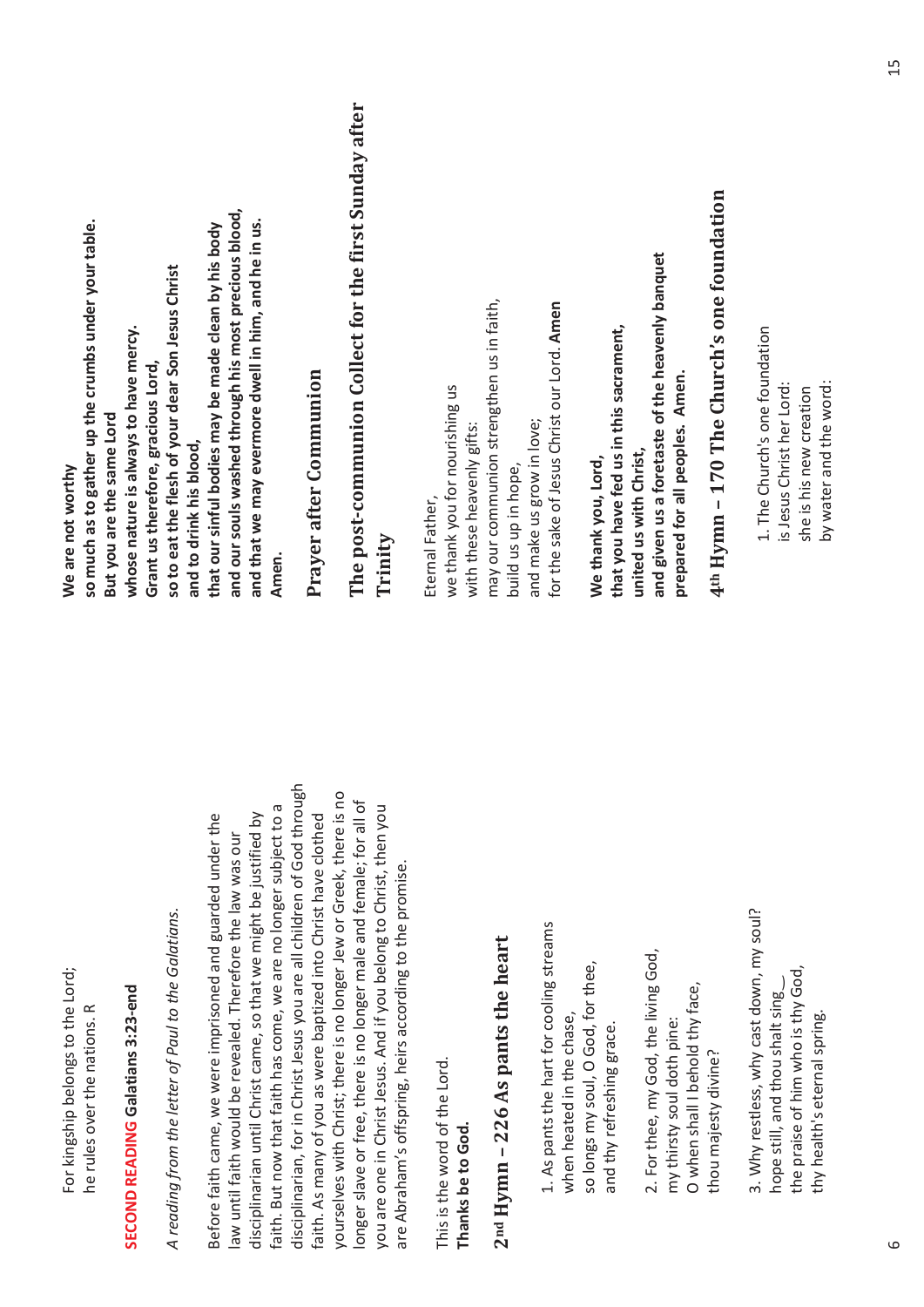For kingship belongs to the Lord;
he rules over the nations. R

**SECOND READING Galatians 3:23-end**

*A reading from the letter of Paul to the Galatians.*

Before faith came, we were imprisoned and guarded under the law until faith would be revealed. Therefore the law was our disciplinarian until Christ came, so that we might be justified by faith. But now that faith has come, we are no longer subject to a disciplinarian, for in Christ Jesus you are all children of God through faith. As many of you as were baptized into Christ have clothed yourselves with Christ; there is no longer Jew or Greek, there is no longer slave or free, there is no longer male and female; for all of you are one in Christ Jesus. And if you belong to Christ, then you are Abraham's offspring, heirs according to the promise.

This is the word of the Lord.
**Thanks be to God.**

## 2nd Hymn – 226 As pants the heart

1. As pants the hart for cooling streams
when heated in the chase,
so longs my soul, O God, for thee,
and thy refreshing grace.

2. For thee, my God, the living God,
my thirsty soul doth pine:
O when shall I behold thy face,
thou majesty divine?

3. Why restless, why cast down, my soul?
hope still, and thou shalt sing
the praise of him who is thy God,
thy health's eternal spring.

**We are not worthy**
**so much as to gather up the crumbs under your table.**
**But you are the same Lord**
**whose nature is always to have mercy.**
**Grant us therefore, gracious Lord,**
**so to eat the flesh of your dear Son Jesus Christ**
**and to drink his blood,**
**that our sinful bodies may be made clean by his body**
**and our souls washed through his most precious blood,**
**and that we may evermore dwell in him, and he in us.**
**Amen.**

## Prayer after Communion

## The post-communion Collect for the first Sunday after Trinity

Eternal Father,
we thank you for nourishing us
with these heavenly gifts:
may our communion strengthen us in faith,
build us up in hope,
and make us grow in love;
for the sake of Jesus Christ our Lord. **Amen**

**We thank you, Lord,**
**that you have fed us in this sacrament,**
**united us with Christ,**
**and given us a foretaste of the heavenly banquet**
**prepared for all peoples. Amen.**

## 4th Hymn – 170 The Church's one foundation

1. The Church's one foundation
is Jesus Christ her Lord:
she is his new creation
by water and the word: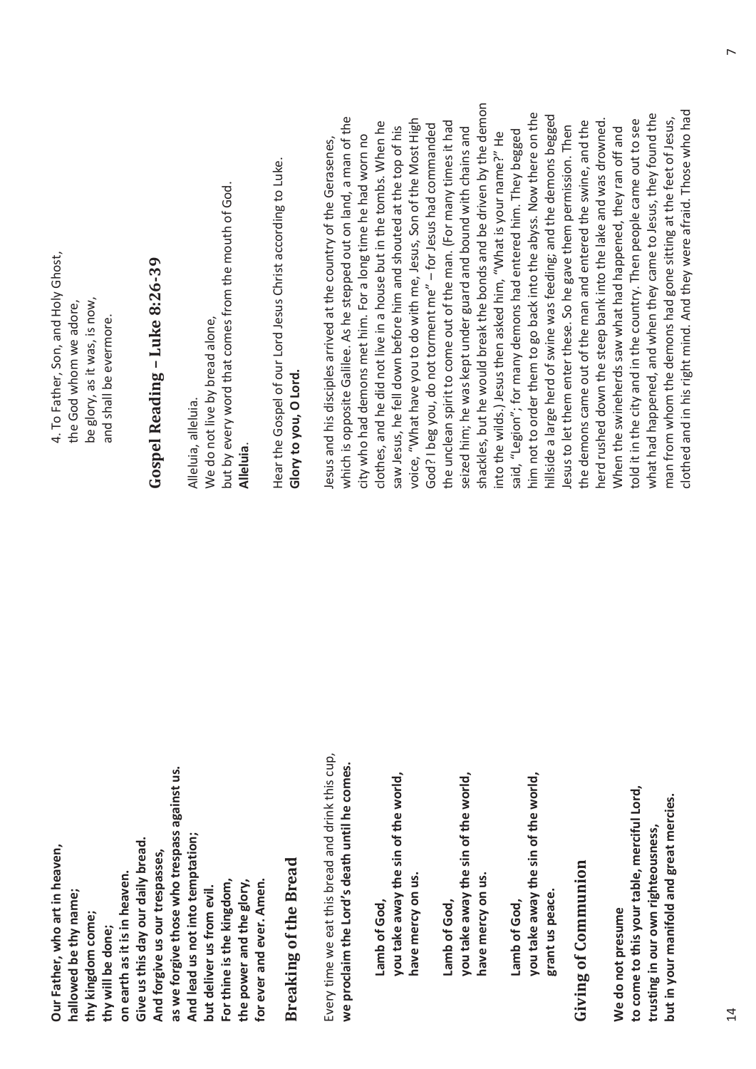**Our Father, who art in heaven,**
**hallowed be thy name;**
**thy kingdom come;**
**thy will be done;**
**on earth as it is in heaven.**
**Give us this day our daily bread.**
**And forgive us our trespasses,**
**as we forgive those who trespass against us.**
**And lead us not into temptation;**
**but deliver us from evil.**
**For thine is the kingdom,**
**the power and the glory,**
**for ever and ever. Amen.**

## Breaking of the Bread

Every time we eat this bread and drink this cup,
**we proclaim the Lord's death until he comes.**

> **Lamb of God,**
> **you take away the sin of the world,**
> **have mercy on us.**
>
> **Lamb of God,**
> **you take away the sin of the world,**
> **have mercy on us.**
>
> **Lamb of God,**
> **you take away the sin of the world,**
> **grant us peace.**

## Giving of Communion

**We do not presume**
**to come to this your table, merciful Lord,**
**trusting in our own righteousness,**
**but in your manifold and great mercies.**

4. To Father, Son, and Holy Ghost,
the God whom we adore,
be glory, as it was, is now,
and shall be evermore.

## Gospel Reading – Luke 8:26-39

Alleluia, alleluia.
We do not live by bread alone,
but by every word that comes from the mouth of God.
**Alleluia**.

Hear the Gospel of our Lord Jesus Christ according to Luke.
**Glory to you, O Lord.**

Jesus and his disciples arrived at the country of the Gerasenes, which is opposite Galilee. As he stepped out on land, a man of the city who had demons met him. For a long time he had worn no clothes, and he did not live in a house but in the tombs. When he saw Jesus, he fell down before him and shouted at the top of his voice, "What have you to do with me, Jesus, Son of the Most High God? I beg you, do not torment me" – for Jesus had commanded the unclean spirit to come out of the man. (For many times it had seized him; he was kept under guard and bound with chains and shackles, but he would break the bonds and be driven by the demon into the wilds.) Jesus then asked him, "What is your name?" He said, "Legion"; for many demons had entered him. They begged him not to order them to go back into the abyss. Now there on the hillside a large herd of swine was feeding; and the demons begged Jesus to let them enter these. So he gave them permission. Then the demons came out of the man and entered the swine, and the herd rushed down the steep bank into the lake and was drowned. When the swineherds saw what had happened, they ran off and told it in the city and in the country. Then people came out to see what had happened, and when they came to Jesus, they found the man from whom the demons had gone sitting at the feet of Jesus, clothed and in his right mind. And they were afraid. Those who had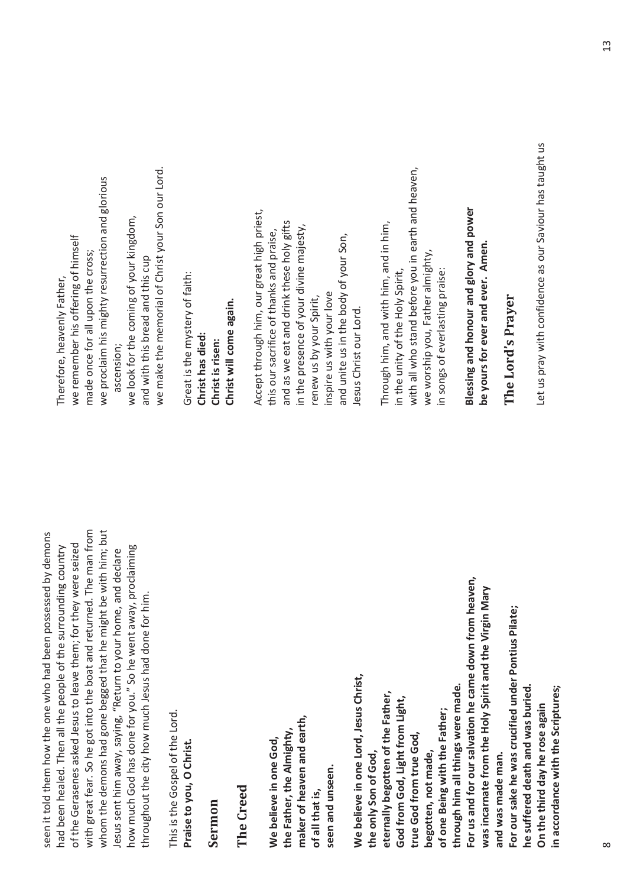seen it told them how the one who had been possessed by demons had been healed. Then all the people of the surrounding country of the Gerasenes asked Jesus to leave them; for they were seized with great fear. So he got into the boat and returned. The man from whom the demons had gone begged that he might be with him; but Jesus sent him away, saying, "Return to your home, and declare how much God has done for you." So he went away, proclaiming throughout the city how much Jesus had done for him.

This is the Gospel of the Lord.
**Praise to you, O Christ.**

## Sermon

## The Creed

**We believe in one God,**
**the Father, the Almighty,**
**maker of heaven and earth,**
**of all that is,**
**seen and unseen.**

**We believe in one Lord, Jesus Christ,**
**the only Son of God,**
**eternally begotten of the Father,**
**God from God, Light from Light,**
**true God from true God,**
**begotten, not made,**
**of one Being with the Father;**
**through him all things were made.**
**For us and for our salvation he came down from heaven,**
**was incarnate from the Holy Spirit and the Virgin Mary**
**and was made man.**
**For our sake he was crucified under Pontius Pilate;**
**he suffered death and was buried.**
**On the third day he rose again**
**in accordance with the Scriptures;**

Therefore, heavenly Father,
we remember his offering of himself
made once for all upon the cross;
we proclaim his mighty resurrection and glorious ascension;
we look for the coming of your kingdom,
and with this bread and this cup
we make the memorial of Christ your Son our Lord.

Great is the mystery of faith:
**Christ has died:**
**Christ is risen:**
**Christ will come again.**

Accept through him, our great high priest,
this our sacrifice of thanks and praise,
and as we eat and drink these holy gifts
in the presence of your divine majesty,
renew us by your Spirit,
inspire us with your love
and unite us in the body of your Son,
Jesus Christ our Lord.

Through him, and with him, and in him,
in the unity of the Holy Spirit,
with all who stand before you in earth and heaven,
we worship you, Father almighty,
in songs of everlasting praise:

**Blessing and honour and glory and power**
**be yours for ever and ever. Amen.**

## The Lord's Prayer

Let us pray with confidence as our Saviour has taught us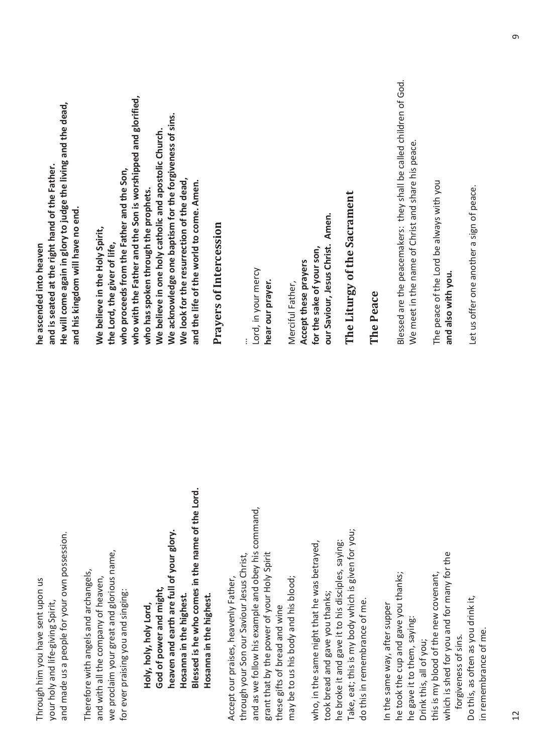Through him you have sent upon us
your holy and life-giving Spirit,
and made us a people for your own possession.

Therefore with angels and archangels,
and with all the company of heaven,
we proclaim your great and glorious name,
for ever praising you and singing:

> **Holy, holy, holy Lord,**
> **God of power and might,**
> **heaven and earth are full of your glory.**
> **Hosanna in the highest.**
> **Blessed is he who comes in the name of the Lord.**
> **Hosanna in the highest.**

Accept our praises, heavenly Father,
through your Son our Saviour Jesus Christ,
and as we follow his example and obey his command,
grant that by the power of your Holy Spirit
these gifts of bread and wine
may be to us his body and his blood;

who, in the same night that he was betrayed,
took bread and gave you thanks;
he broke it and gave it to his disciples, saying:
Take, eat; this is my body which is given for you;
do this in remembrance of me.

In the same way, after supper
he took the cup and gave you thanks;
he gave it to them, saying:
Drink this, all of you;
this is my blood of the new covenant,
which is shed for you and for many for the
forgiveness of sins.
Do this, as often as you drink it,
in remembrance of me.

**he ascended into heaven**
**and is seated at the right hand of the Father.**
**He will come again in glory to judge the living and the dead,**
**and his kingdom will have no end.**

**We believe in the Holy Spirit,**
**the Lord, the giver of life,**
**who proceeds from the Father and the Son,**
**who with the Father and the Son is worshipped and glorified,**
**who has spoken through the prophets.**
**We believe in one holy catholic and apostolic Church.**
**We acknowledge one baptism for the forgiveness of sins.**
**We look for the resurrection of the dead,**
**and the life of the world to come. Amen.**

## Prayers of Intercession

…

Lord, in your mercy
**hear our prayer.**

Merciful Father,
**Accept these prayers**
**for the sake of your son,**
**our Saviour, Jesus Christ. Amen.**

## The Liturgy of the Sacrament

### The Peace

Blessed are the peacemakers: they shall be called children of God.
We meet in the name of Christ and share his peace.

The peace of the Lord be always with you
**and also with you.**

Let us offer one another a sign of peace.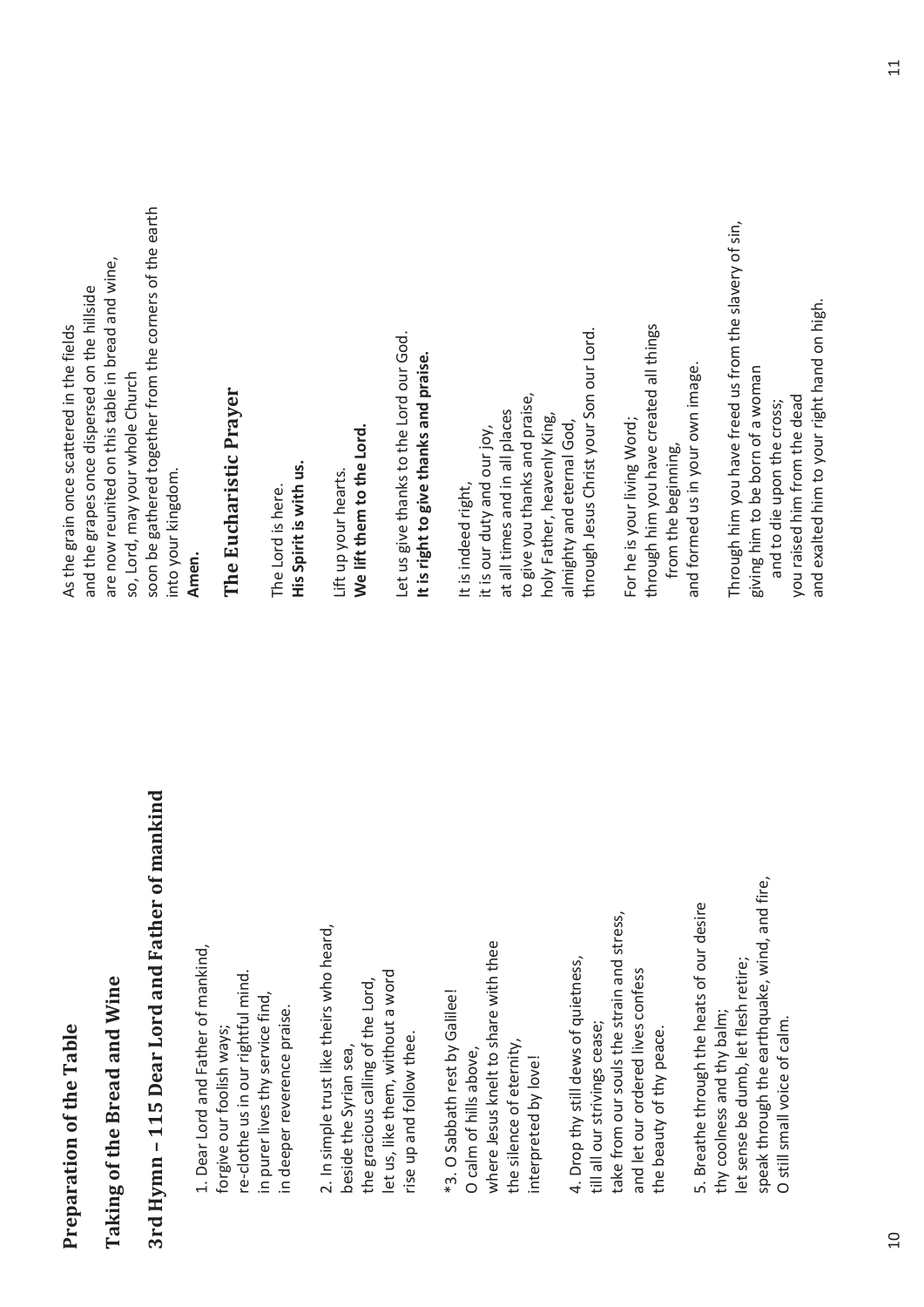## Preparation of the Table

## Taking of the Bread and Wine

## 3rd Hymn – 115 Dear Lord and Father of mankind

1. Dear Lord and Father of mankind,
forgive our foolish ways;
re-clothe us in our rightful mind.
in purer lives thy service find,
in deeper reverence praise.

2. In simple trust like theirs who heard,
beside the Syrian sea,
the gracious calling of the Lord,
let us, like them, without a word
rise up and follow thee.

*3. O Sabbath rest by Galilee!
O calm of hills above,
where Jesus knelt to share with thee
the silence of eternity,
interpreted by love!

4. Drop thy still dews of quietness,
till all our strivings cease;
take from our souls the strain and stress,
and let our ordered lives confess
the beauty of thy peace.

5. Breathe through the heats of our desire
thy coolness and thy balm;
let sense be dumb, let flesh retire;
speak through the earthquake, wind, and fire,
O still small voice of calm.

As the grain once scattered in the fields
and the grapes once dispersed on the hillside
are now reunited on this table in bread and wine,
so, Lord, may your whole Church
soon be gathered together from the corners of the earth
into your kingdom.
**Amen.**

## The Eucharistic Prayer

The Lord is here.
**His Spirit is with us.**

Lift up your hearts.
**We lift them to the Lord.**

Let us give thanks to the Lord our God.
**It is right to give thanks and praise.**

It is indeed right,
it is our duty and our joy,
at all times and in all places
to give you thanks and praise,
holy Father, heavenly King,
almighty and eternal God,
through Jesus Christ your Son our Lord.

For he is your living Word;
through him you have created all things
from the beginning,
and formed us in your own image.

Through him you have freed us from the slavery of sin,
giving him to be born of a woman
and to die upon the cross;
you raised him from the dead
and exalted him to your right hand on high.